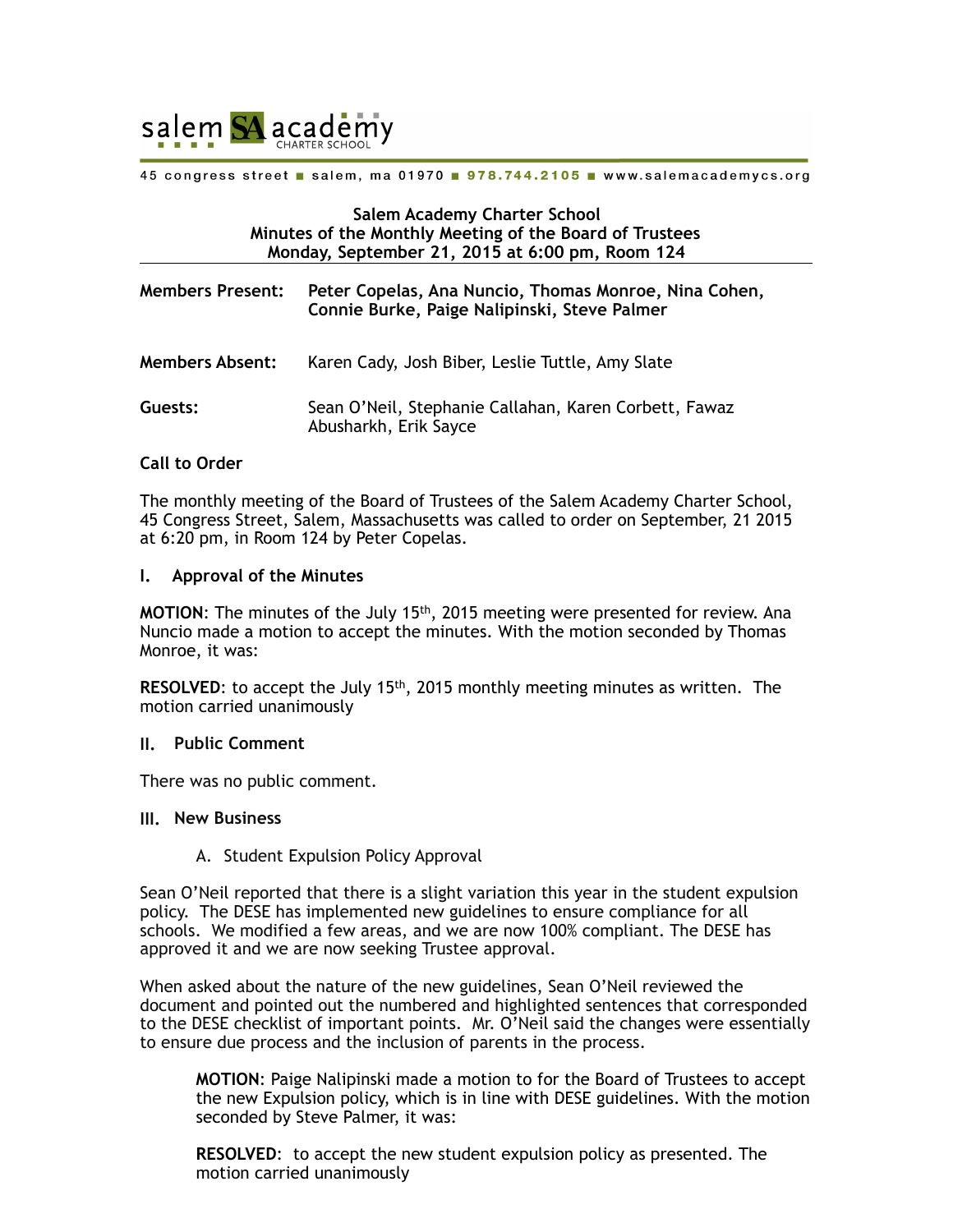salem SA academy
CHARTER SCHOOL

45 congress street ■ salem, ma 01970 ■ 978.744.2105 ■ www.salemacademycs.org

**Salem Academy Charter School**
**Minutes of the Monthly Meeting of the Board of Trustees**
**Monday, September 21, 2015 at 6:00 pm, Room 124**

---

**Members Present:** **Peter Copelas, Ana Nuncio, Thomas Monroe, Nina Cohen, Connie Burke, Paige Nalipinski, Steve Palmer**

**Members Absent:** Karen Cady, Josh Biber, Leslie Tuttle, Amy Slate

**Guests:** Sean O'Neil, Stephanie Callahan, Karen Corbett, Fawaz Abusharkh, Erik Sayce

**Call to Order**

The monthly meeting of the Board of Trustees of the Salem Academy Charter School, 45 Congress Street, Salem, Massachusetts was called to order on September, 21 2015 at 6:20 pm, in Room 124 by Peter Copelas.

**I. Approval of the Minutes**

**MOTION**: The minutes of the July 15th, 2015 meeting were presented for review. Ana Nuncio made a motion to accept the minutes. With the motion seconded by Thomas Monroe, it was:

**RESOLVED**: to accept the July 15th, 2015 monthly meeting minutes as written. The motion carried unanimously

**II. Public Comment**

There was no public comment.

**III. New Business**

A. Student Expulsion Policy Approval

Sean O'Neil reported that there is a slight variation this year in the student expulsion policy. The DESE has implemented new guidelines to ensure compliance for all schools. We modified a few areas, and we are now 100% compliant. The DESE has approved it and we are now seeking Trustee approval.

When asked about the nature of the new guidelines, Sean O'Neil reviewed the document and pointed out the numbered and highlighted sentences that corresponded to the DESE checklist of important points. Mr. O'Neil said the changes were essentially to ensure due process and the inclusion of parents in the process.

> **MOTION**: Paige Nalipinski made a motion to for the Board of Trustees to accept the new Expulsion policy, which is in line with DESE guidelines. With the motion seconded by Steve Palmer, it was:
>
> **RESOLVED**: to accept the new student expulsion policy as presented. The motion carried unanimously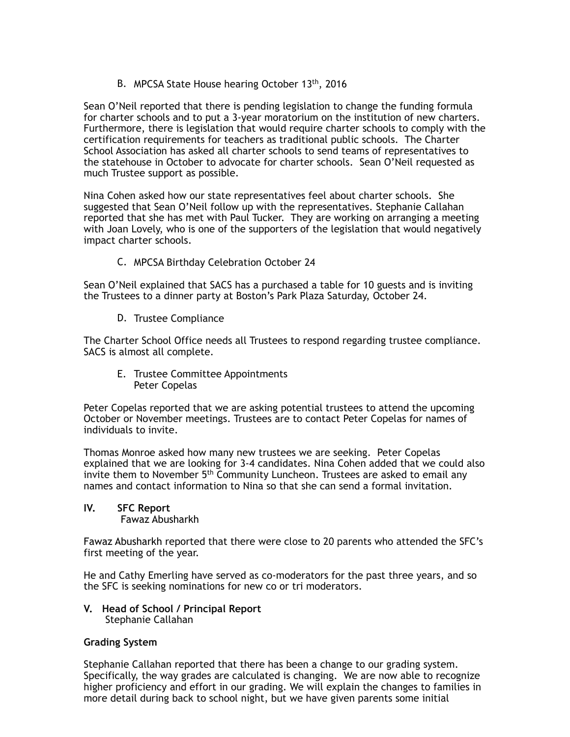B. MPCSA State House hearing October 13th, 2016

Sean O'Neil reported that there is pending legislation to change the funding formula for charter schools and to put a 3-year moratorium on the institution of new charters. Furthermore, there is legislation that would require charter schools to comply with the certification requirements for teachers as traditional public schools. The Charter School Association has asked all charter schools to send teams of representatives to the statehouse in October to advocate for charter schools. Sean O'Neil requested as much Trustee support as possible.

Nina Cohen asked how our state representatives feel about charter schools. She suggested that Sean O'Neil follow up with the representatives. Stephanie Callahan reported that she has met with Paul Tucker. They are working on arranging a meeting with Joan Lovely, who is one of the supporters of the legislation that would negatively impact charter schools.

C. MPCSA Birthday Celebration October 24

Sean O'Neil explained that SACS has a purchased a table for 10 guests and is inviting the Trustees to a dinner party at Boston's Park Plaza Saturday, October 24.

D. Trustee Compliance

The Charter School Office needs all Trustees to respond regarding trustee compliance. SACS is almost all complete.

E. Trustee Committee Appointments
Peter Copelas

Peter Copelas reported that we are asking potential trustees to attend the upcoming October or November meetings. Trustees are to contact Peter Copelas for names of individuals to invite.

Thomas Monroe asked how many new trustees we are seeking. Peter Copelas explained that we are looking for 3-4 candidates. Nina Cohen added that we could also invite them to November 5th Community Luncheon. Trustees are asked to email any names and contact information to Nina so that she can send a formal invitation.

## IV. SFC Report
Fawaz Abusharkh

Fawaz Abusharkh reported that there were close to 20 parents who attended the SFC's first meeting of the year.

He and Cathy Emerling have served as co-moderators for the past three years, and so the SFC is seeking nominations for new co or tri moderators.

## V. Head of School / Principal Report
Stephanie Callahan

**Grading System**

Stephanie Callahan reported that there has been a change to our grading system. Specifically, the way grades are calculated is changing. We are now able to recognize higher proficiency and effort in our grading. We will explain the changes to families in more detail during back to school night, but we have given parents some initial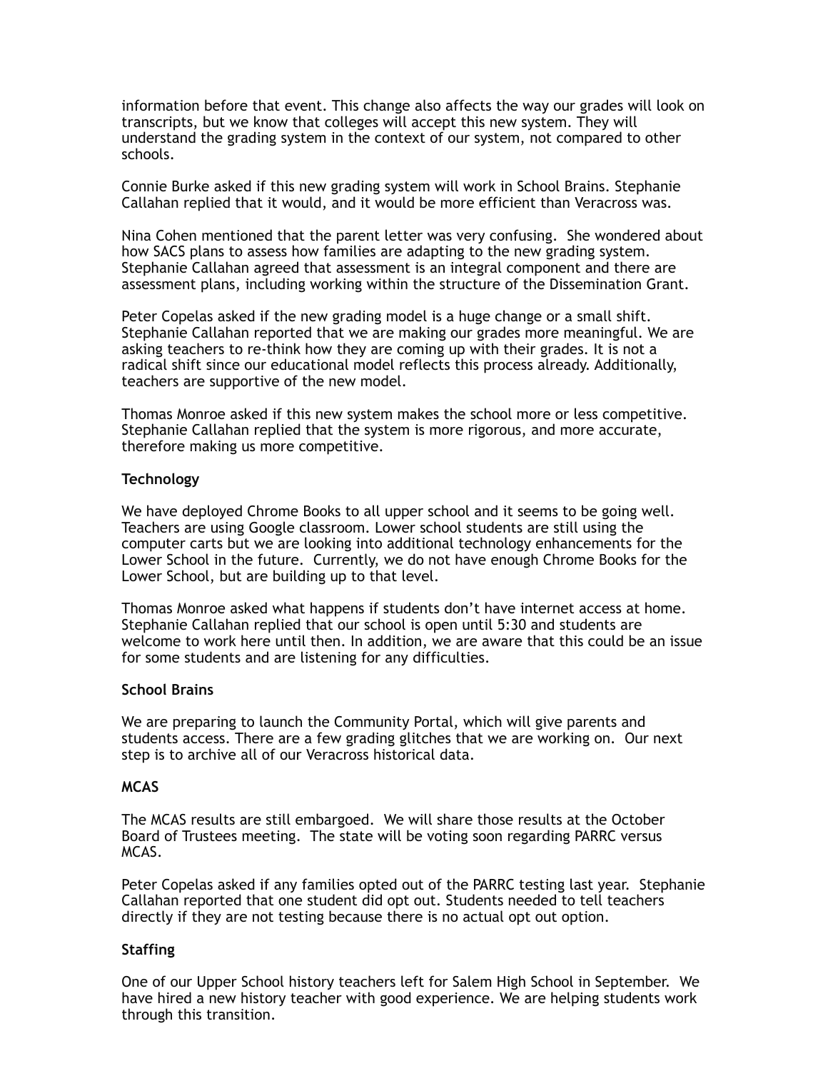information before that event. This change also affects the way our grades will look on transcripts, but we know that colleges will accept this new system. They will understand the grading system in the context of our system, not compared to other schools.

Connie Burke asked if this new grading system will work in School Brains. Stephanie Callahan replied that it would, and it would be more efficient than Veracross was.

Nina Cohen mentioned that the parent letter was very confusing. She wondered about how SACS plans to assess how families are adapting to the new grading system. Stephanie Callahan agreed that assessment is an integral component and there are assessment plans, including working within the structure of the Dissemination Grant.

Peter Copelas asked if the new grading model is a huge change or a small shift. Stephanie Callahan reported that we are making our grades more meaningful. We are asking teachers to re-think how they are coming up with their grades. It is not a radical shift since our educational model reflects this process already. Additionally, teachers are supportive of the new model.

Thomas Monroe asked if this new system makes the school more or less competitive. Stephanie Callahan replied that the system is more rigorous, and more accurate, therefore making us more competitive.

**Technology**

We have deployed Chrome Books to all upper school and it seems to be going well. Teachers are using Google classroom. Lower school students are still using the computer carts but we are looking into additional technology enhancements for the Lower School in the future. Currently, we do not have enough Chrome Books for the Lower School, but are building up to that level.

Thomas Monroe asked what happens if students don't have internet access at home. Stephanie Callahan replied that our school is open until 5:30 and students are welcome to work here until then. In addition, we are aware that this could be an issue for some students and are listening for any difficulties.

**School Brains**

We are preparing to launch the Community Portal, which will give parents and students access. There are a few grading glitches that we are working on. Our next step is to archive all of our Veracross historical data.

**MCAS**

The MCAS results are still embargoed. We will share those results at the October Board of Trustees meeting. The state will be voting soon regarding PARRC versus MCAS.

Peter Copelas asked if any families opted out of the PARRC testing last year. Stephanie Callahan reported that one student did opt out. Students needed to tell teachers directly if they are not testing because there is no actual opt out option.

**Staffing**

One of our Upper School history teachers left for Salem High School in September. We have hired a new history teacher with good experience. We are helping students work through this transition.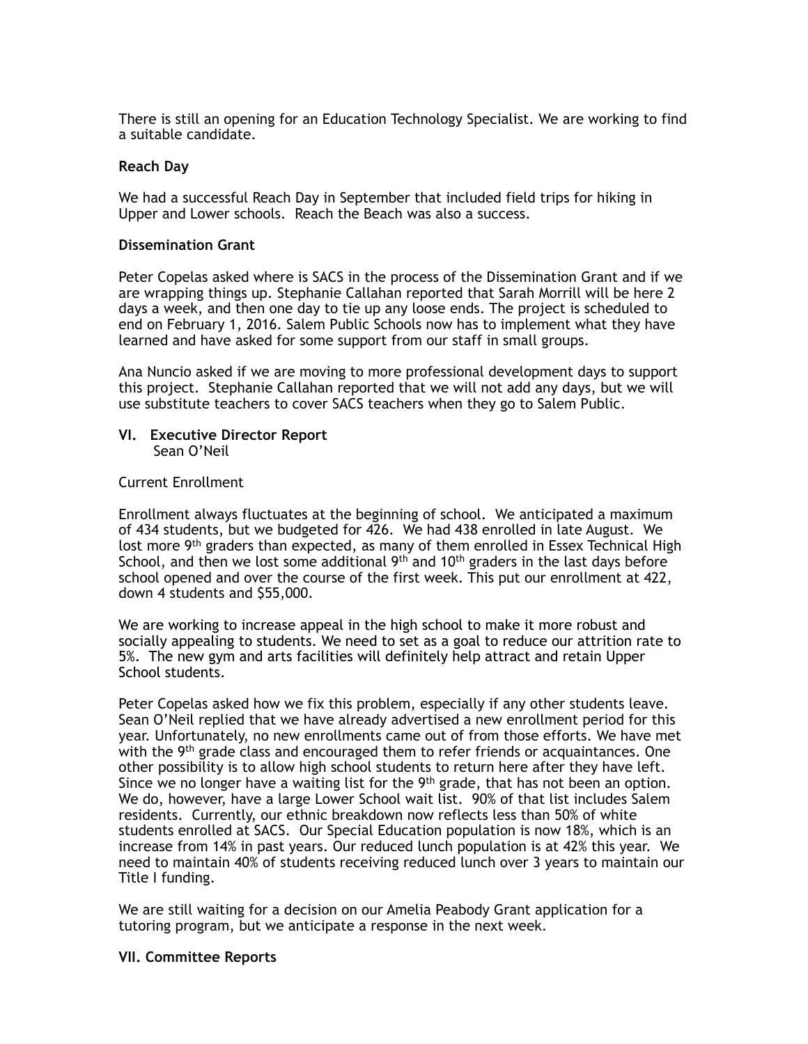There is still an opening for an Education Technology Specialist. We are working to find a suitable candidate.

**Reach Day**

We had a successful Reach Day in September that included field trips for hiking in Upper and Lower schools. Reach the Beach was also a success.

**Dissemination Grant**

Peter Copelas asked where is SACS in the process of the Dissemination Grant and if we are wrapping things up. Stephanie Callahan reported that Sarah Morrill will be here 2 days a week, and then one day to tie up any loose ends. The project is scheduled to end on February 1, 2016. Salem Public Schools now has to implement what they have learned and have asked for some support from our staff in small groups.

Ana Nuncio asked if we are moving to more professional development days to support this project. Stephanie Callahan reported that we will not add any days, but we will use substitute teachers to cover SACS teachers when they go to Salem Public.

**VI. Executive Director Report**
Sean O'Neil

Current Enrollment

Enrollment always fluctuates at the beginning of school. We anticipated a maximum of 434 students, but we budgeted for 426. We had 438 enrolled in late August. We lost more 9th graders than expected, as many of them enrolled in Essex Technical High School, and then we lost some additional 9th and 10th graders in the last days before school opened and over the course of the first week. This put our enrollment at 422, down 4 students and $55,000.

We are working to increase appeal in the high school to make it more robust and socially appealing to students. We need to set as a goal to reduce our attrition rate to 5%. The new gym and arts facilities will definitely help attract and retain Upper School students.

Peter Copelas asked how we fix this problem, especially if any other students leave. Sean O'Neil replied that we have already advertised a new enrollment period for this year. Unfortunately, no new enrollments came out of from those efforts. We have met with the 9th grade class and encouraged them to refer friends or acquaintances. One other possibility is to allow high school students to return here after they have left. Since we no longer have a waiting list for the 9th grade, that has not been an option. We do, however, have a large Lower School wait list. 90% of that list includes Salem residents. Currently, our ethnic breakdown now reflects less than 50% of white students enrolled at SACS. Our Special Education population is now 18%, which is an increase from 14% in past years. Our reduced lunch population is at 42% this year. We need to maintain 40% of students receiving reduced lunch over 3 years to maintain our Title I funding.

We are still waiting for a decision on our Amelia Peabody Grant application for a tutoring program, but we anticipate a response in the next week.

**VII. Committee Reports**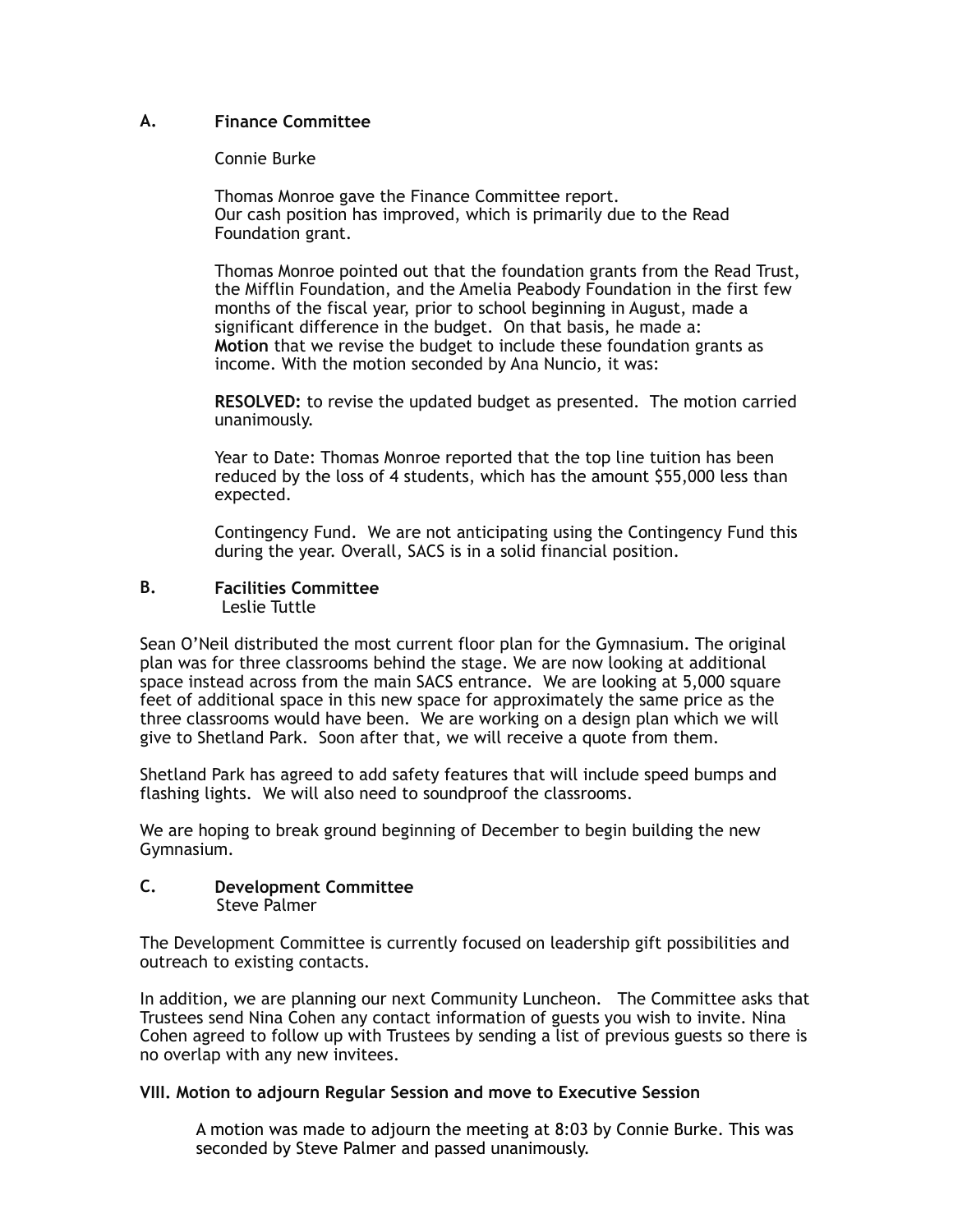### A. Finance Committee

Connie Burke

Thomas Monroe gave the Finance Committee report.
Our cash position has improved, which is primarily due to the Read Foundation grant.

Thomas Monroe pointed out that the foundation grants from the Read Trust, the Mifflin Foundation, and the Amelia Peabody Foundation in the first few months of the fiscal year, prior to school beginning in August, made a significant difference in the budget. On that basis, he made a:
**Motion** that we revise the budget to include these foundation grants as income. With the motion seconded by Ana Nuncio, it was:

**RESOLVED:** to revise the updated budget as presented. The motion carried unanimously.

Year to Date: Thomas Monroe reported that the top line tuition has been reduced by the loss of 4 students, which has the amount $55,000 less than expected.

Contingency Fund. We are not anticipating using the Contingency Fund this during the year. Overall, SACS is in a solid financial position.

### B. Facilities Committee

Leslie Tuttle

Sean O'Neil distributed the most current floor plan for the Gymnasium. The original plan was for three classrooms behind the stage. We are now looking at additional space instead across from the main SACS entrance. We are looking at 5,000 square feet of additional space in this new space for approximately the same price as the three classrooms would have been. We are working on a design plan which we will give to Shetland Park. Soon after that, we will receive a quote from them.

Shetland Park has agreed to add safety features that will include speed bumps and flashing lights. We will also need to soundproof the classrooms.

We are hoping to break ground beginning of December to begin building the new Gymnasium.

### C. Development Committee

Steve Palmer

The Development Committee is currently focused on leadership gift possibilities and outreach to existing contacts.

In addition, we are planning our next Community Luncheon. The Committee asks that Trustees send Nina Cohen any contact information of guests you wish to invite. Nina Cohen agreed to follow up with Trustees by sending a list of previous guests so there is no overlap with any new invitees.

## VIII. Motion to adjourn Regular Session and move to Executive Session

A motion was made to adjourn the meeting at 8:03 by Connie Burke. This was seconded by Steve Palmer and passed unanimously.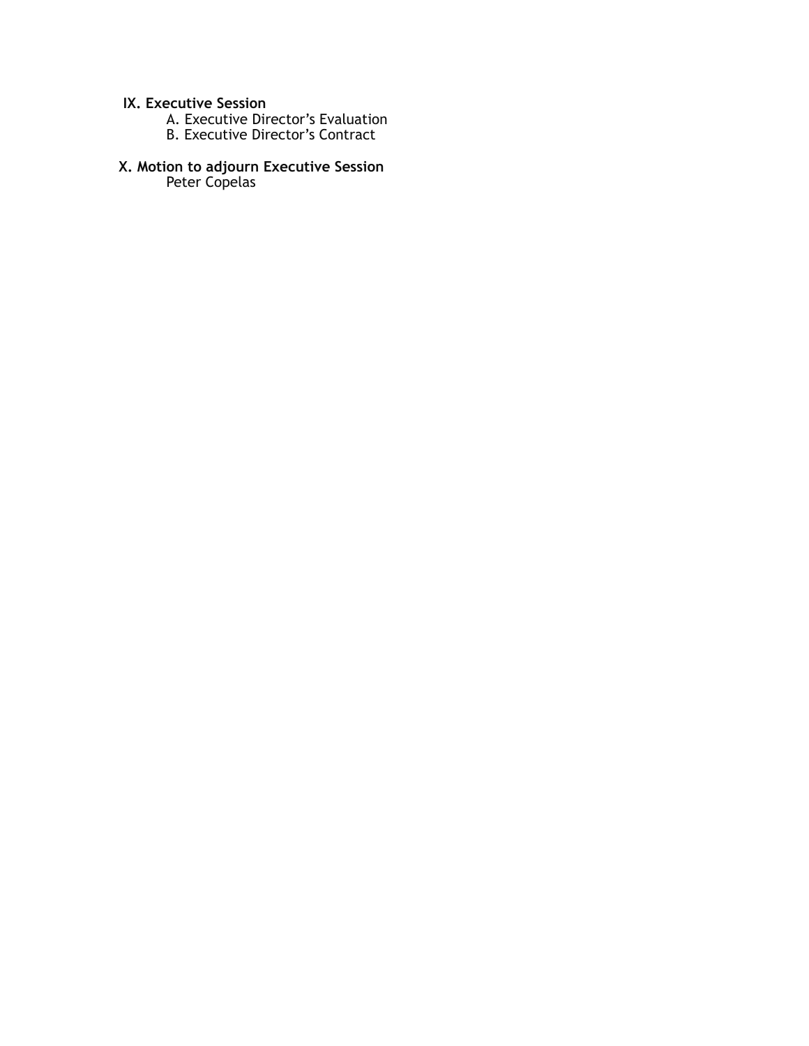**IX. Executive Session**

A. Executive Director’s Evaluation
B. Executive Director’s Contract

**X. Motion to adjourn Executive Session**

Peter Copelas